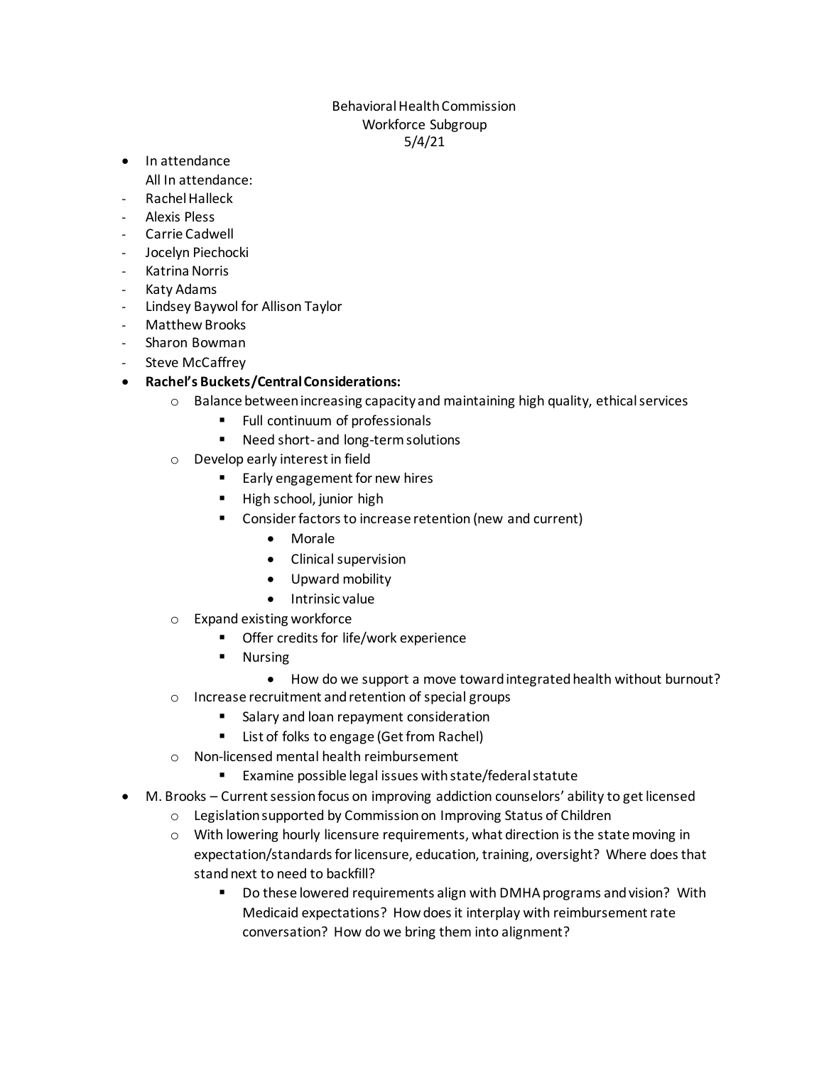Behavioral Health Commission
Workforce Subgroup
5/4/21

- In attendance
  All In attendance:
  - Rachel Halleck
  - Alexis Pless
  - Carrie Cadwell
  - Jocelyn Piechocki
  - Katrina Norris
  - Katy Adams
  - Lindsey Baywol for Allison Taylor
  - Matthew Brooks
  - Sharon Bowman
  - Steve McCaffrey
- **Rachel's Buckets/Central Considerations:**
  - Balance between increasing capacity and maintaining high quality, ethical services
    - Full continuum of professionals
    - Need short- and long-term solutions
  - Develop early interest in field
    - Early engagement for new hires
    - High school, junior high
    - Consider factors to increase retention (new and current)
      - Morale
      - Clinical supervision
      - Upward mobility
      - Intrinsic value
  - Expand existing workforce
    - Offer credits for life/work experience
    - Nursing
      - How do we support a move toward integrated health without burnout?
  - Increase recruitment and retention of special groups
    - Salary and loan repayment consideration
    - List of folks to engage (Get from Rachel)
  - Non-licensed mental health reimbursement
    - Examine possible legal issues with state/federal statute
- M. Brooks – Current session focus on improving addiction counselors' ability to get licensed
  - Legislation supported by Commission on Improving Status of Children
  - With lowering hourly licensure requirements, what direction is the state moving in expectation/standards for licensure, education, training, oversight? Where does that stand next to need to backfill?
    - Do these lowered requirements align with DMHA programs and vision? With Medicaid expectations? How does it interplay with reimbursement rate conversation? How do we bring them into alignment?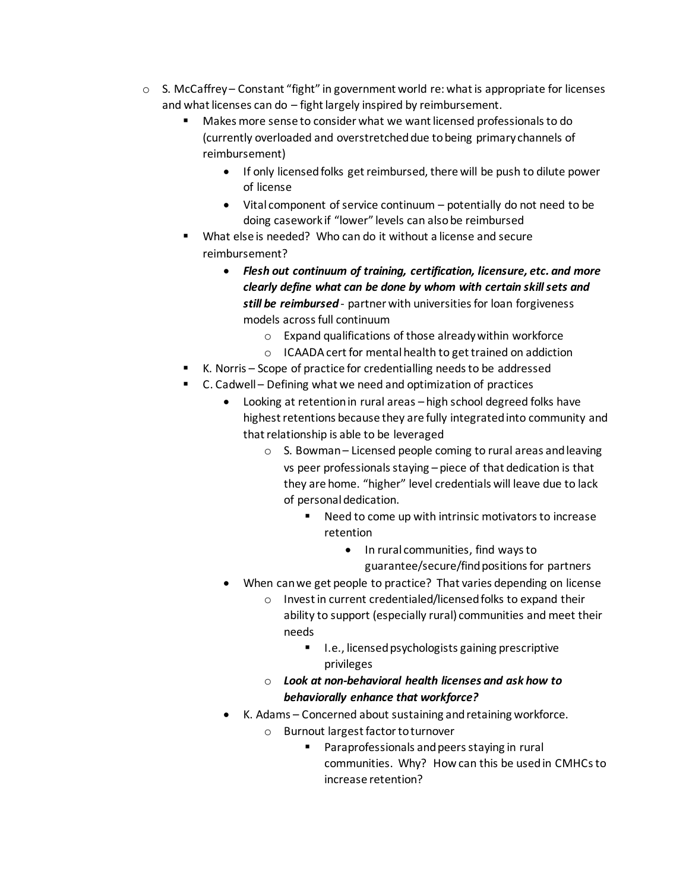- S. McCaffrey – Constant "fight" in government world re: what is appropriate for licenses and what licenses can do – fight largely inspired by reimbursement.
  - Makes more sense to consider what we want licensed professionals to do (currently overloaded and overstretched due to being primary channels of reimbursement)
    - If only licensed folks get reimbursed, there will be push to dilute power of license
    - Vital component of service continuum – potentially do not need to be doing casework if "lower" levels can also be reimbursed
  - What else is needed? Who can do it without a license and secure reimbursement?
    - ***Flesh out continuum of training, certification, licensure, etc. and more clearly define what can be done by whom with certain skill sets and still be reimbursed*** - partner with universities for loan forgiveness models across full continuum
      - Expand qualifications of those already within workforce
      - ICAADA cert for mental health to get trained on addiction
  - K. Norris – Scope of practice for credentialling needs to be addressed
  - C. Cadwell – Defining what we need and optimization of practices
    - Looking at retention in rural areas – high school degreed folks have highest retentions because they are fully integrated into community and that relationship is able to be leveraged
      - S. Bowman – Licensed people coming to rural areas and leaving vs peer professionals staying – piece of that dedication is that they are home. "higher" level credentials will leave due to lack of personal dedication.
        - Need to come up with intrinsic motivators to increase retention
          - In rural communities, find ways to guarantee/secure/find positions for partners
    - When can we get people to practice? That varies depending on license
      - Invest in current credentialed/licensed folks to expand their ability to support (especially rural) communities and meet their needs
        - I.e., licensed psychologists gaining prescriptive privileges
      - ***Look at non-behavioral health licenses and ask how to behaviorally enhance that workforce?***
    - K. Adams – Concerned about sustaining and retaining workforce.
      - Burnout largest factor to turnover
        - Paraprofessionals and peers staying in rural communities. Why? How can this be used in CMHCs to increase retention?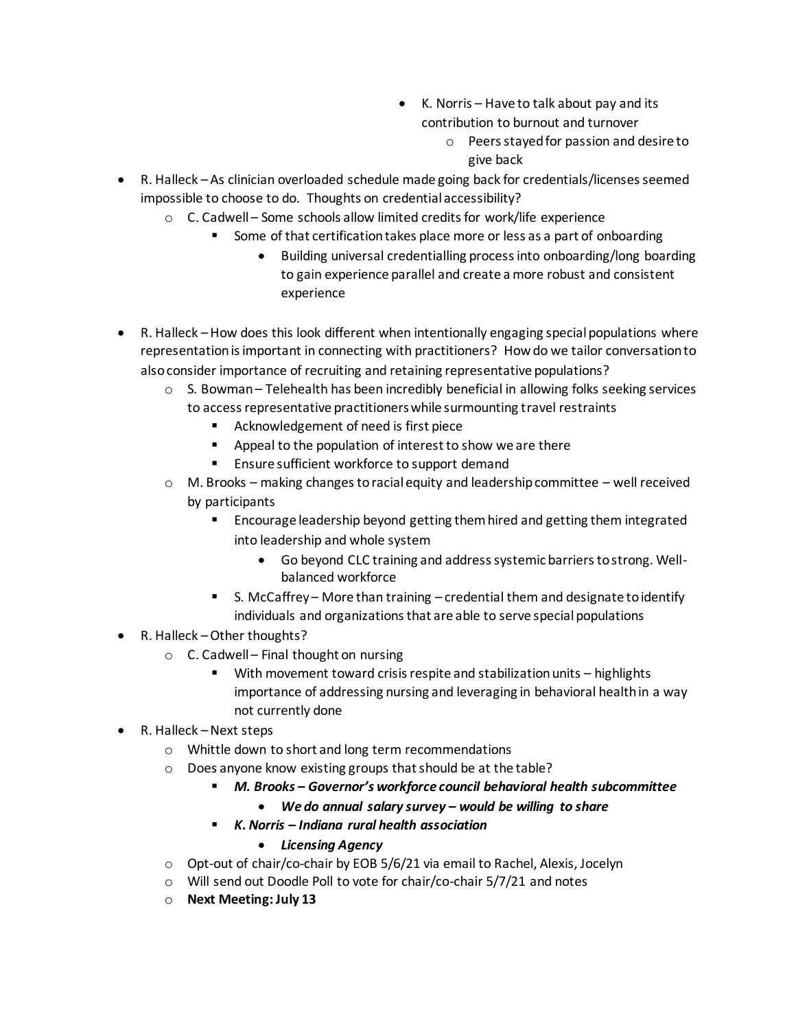- K. Norris – Have to talk about pay and its contribution to burnout and turnover
          - Peers stayed for passion and desire to give back

- R. Halleck – As clinician overloaded schedule made going back for credentials/licenses seemed impossible to choose to do. Thoughts on credential accessibility?
  - C. Cadwell – Some schools allow limited credits for work/life experience
    - Some of that certification takes place more or less as a part of onboarding
      - Building universal credentialling process into onboarding/long boarding to gain experience parallel and create a more robust and consistent experience

- R. Halleck – How does this look different when intentionally engaging special populations where representation is important in connecting with practitioners? How do we tailor conversation to also consider importance of recruiting and retaining representative populations?
  - S. Bowman – Telehealth has been incredibly beneficial in allowing folks seeking services to access representative practitioners while surmounting travel restraints
    - Acknowledgement of need is first piece
    - Appeal to the population of interest to show we are there
    - Ensure sufficient workforce to support demand
  - M. Brooks – making changes to racial equity and leadership committee – well received by participants
    - Encourage leadership beyond getting them hired and getting them integrated into leadership and whole system
      - Go beyond CLC training and address systemic barriers to strong. Well-balanced workforce
    - S. McCaffrey – More than training – credential them and designate to identify individuals and organizations that are able to serve special populations
- R. Halleck – Other thoughts?
  - C. Cadwell – Final thought on nursing
    - With movement toward crisis respite and stabilization units – highlights importance of addressing nursing and leveraging in behavioral health in a way not currently done
- R. Halleck – Next steps
  - Whittle down to short and long term recommendations
  - Does anyone know existing groups that should be at the table?
    - ***M. Brooks – Governor's workforce council behavioral health subcommittee***
      - ***We do annual salary survey – would be willing to share***
    - ***K. Norris – Indiana rural health association***
      - ***Licensing Agency***
  - Opt-out of chair/co-chair by EOB 5/6/21 via email to Rachel, Alexis, Jocelyn
  - Will send out Doodle Poll to vote for chair/co-chair 5/7/21 and notes
  - **Next Meeting: July 13**